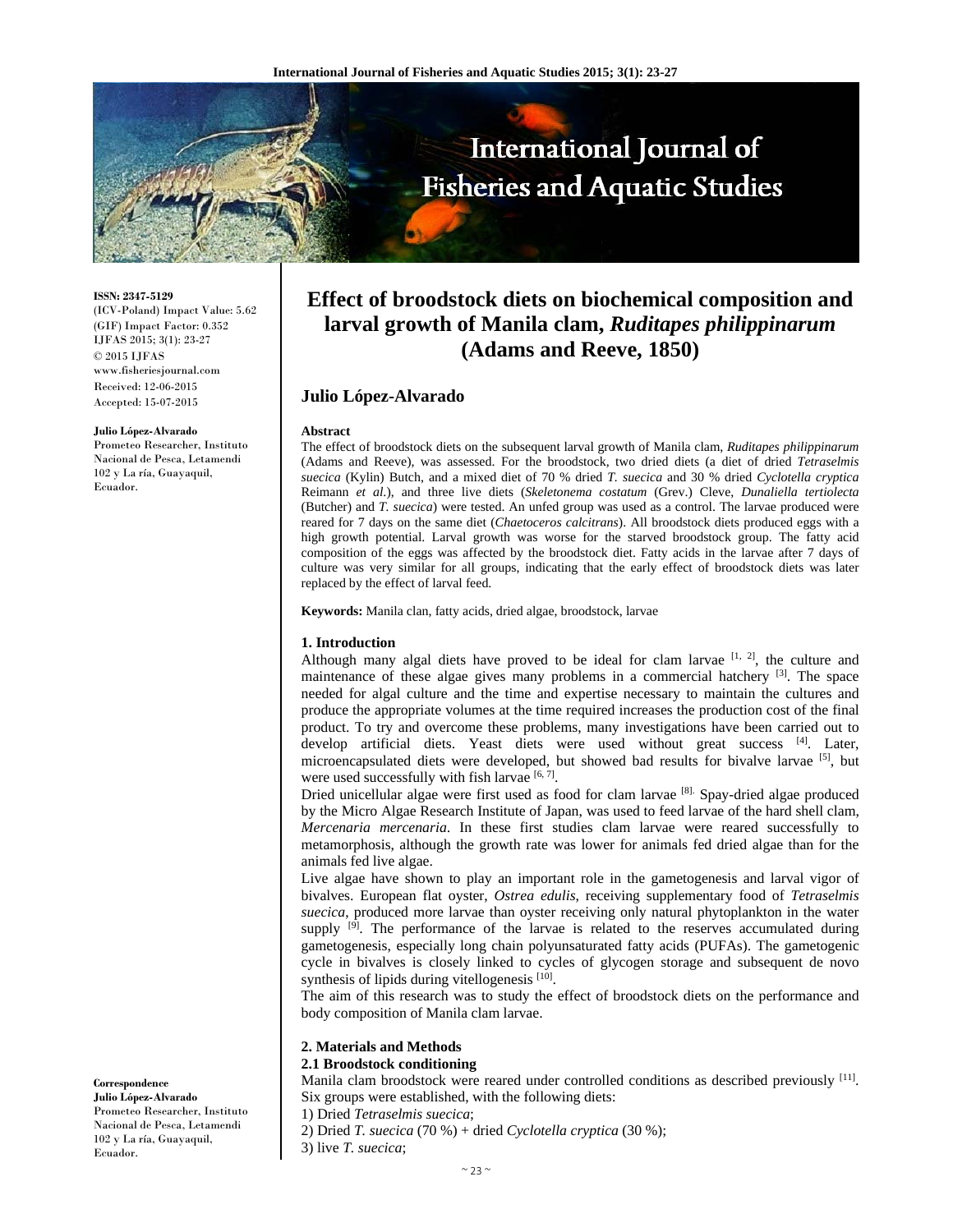# Effect of broodstock diets on biochemical composition and larval growth of Manila clam, *Ruditapes philippinarum* (Adams and Reeve, 1850)

**Julio López-Alvarado**

ISSN: 2347-5129
(ICV-Poland) Impact Value: 5.62
(GIF) Impact Factor: 0.352
IJFAS 2015; 3(1): 23-27
© 2015 IJFAS
www.fisheriesjournal.com
Received: 12-06-2015
Accepted: 15-07-2015

**Julio López-Alvarado**
Prometeo Researcher, Instituto Nacional de Pesca, Letamendi 102 y La ría, Guayaquil, Ecuador.

**Correspondence**
**Julio López-Alvarado**
Prometeo Researcher, Instituto Nacional de Pesca, Letamendi 102 y La ría, Guayaquil, Ecuador.

**Abstract**

The effect of broodstock diets on the subsequent larval growth of Manila clam, *Ruditapes philippinarum* (Adams and Reeve), was assessed. For the broodstock, two dried diets (a diet of dried *Tetraselmis suecica* (Kylin) Butch, and a mixed diet of 70 % dried *T. suecica* and 30 % dried *Cyclotella cryptica* Reimann *et al.*), and three live diets (*Skeletonema costatum* (Grev.) Cleve, *Dunaliella tertiolecta* (Butcher) and *T. suecica*) were tested. An unfed group was used as a control. The larvae produced were reared for 7 days on the same diet (*Chaetoceros calcitrans*). All broodstock diets produced eggs with a high growth potential. Larval growth was worse for the starved broodstock group. The fatty acid composition of the eggs was affected by the broodstock diet. Fatty acids in the larvae after 7 days of culture was very similar for all groups, indicating that the early effect of broodstock diets was later replaced by the effect of larval feed.

**Keywords:** Manila clan, fatty acids, dried algae, broodstock, larvae

## 1. Introduction

Although many algal diets have proved to be ideal for clam larvae [1, 2], the culture and maintenance of these algae gives many problems in a commercial hatchery [3]. The space needed for algal culture and the time and expertise necessary to maintain the cultures and produce the appropriate volumes at the time required increases the production cost of the final product. To try and overcome these problems, many investigations have been carried out to develop artificial diets. Yeast diets were used without great success [4]. Later, microencapsulated diets were developed, but showed bad results for bivalve larvae [5], but were used successfully with fish larvae [6, 7].

Dried unicellular algae were first used as food for clam larvae [8]. Spay-dried algae produced by the Micro Algae Research Institute of Japan, was used to feed larvae of the hard shell clam, *Mercenaria mercenaria*. In these first studies clam larvae were reared successfully to metamorphosis, although the growth rate was lower for animals fed dried algae than for the animals fed live algae.

Live algae have shown to play an important role in the gametogenesis and larval vigor of bivalves. European flat oyster, *Ostrea edulis*, receiving supplementary food of *Tetraselmis suecica*, produced more larvae than oyster receiving only natural phytoplankton in the water supply [9]. The performance of the larvae is related to the reserves accumulated during gametogenesis, especially long chain polyunsaturated fatty acids (PUFAs). The gametogenic cycle in bivalves is closely linked to cycles of glycogen storage and subsequent de novo synthesis of lipids during vitellogenesis [10].

The aim of this research was to study the effect of broodstock diets on the performance and body composition of Manila clam larvae.

## 2. Materials and Methods

### 2.1 Broodstock conditioning

Manila clam broodstock were reared under controlled conditions as described previously [11]. Six groups were established, with the following diets:

1) Dried *Tetraselmis suecica*;
2) Dried *T. suecica* (70 %) + dried *Cyclotella cryptica* (30 %);
3) live *T. suecica*;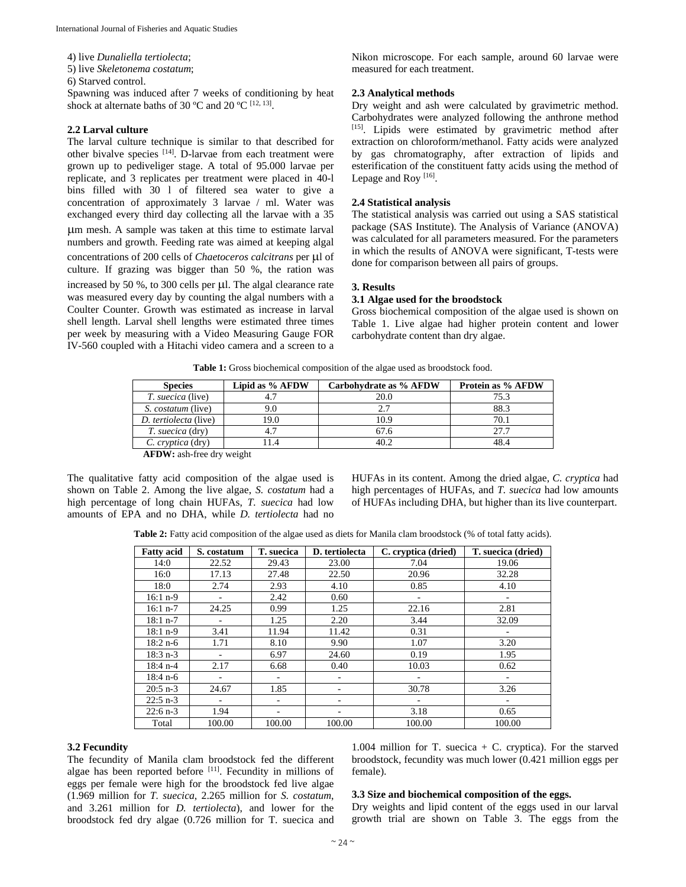4) live *Dunaliella tertiolecta*;
5) live *Skeletonema costatum*;
6) Starved control.

Spawning was induced after 7 weeks of conditioning by heat shock at alternate baths of 30 ºC and 20 ºC [12, 13].

### 2.2 Larval culture

The larval culture technique is similar to that described for other bivalve species [14]. D-larvae from each treatment were grown up to pediveliger stage. A total of 95.000 larvae per replicate, and 3 replicates per treatment were placed in 40-l bins filled with 30 l of filtered sea water to give a concentration of approximately 3 larvae / ml. Water was exchanged every third day collecting all the larvae with a 35 μm mesh. A sample was taken at this time to estimate larval numbers and growth. Feeding rate was aimed at keeping algal concentrations of 200 cells of *Chaetoceros calcitrans* per μl of culture. If grazing was bigger than 50 %, the ration was increased by 50 %, to 300 cells per μl. The algal clearance rate was measured every day by counting the algal numbers with a Coulter Counter. Growth was estimated as increase in larval shell length. Larval shell lengths were estimated three times per week by measuring with a Video Measuring Gauge FOR IV-560 coupled with a Hitachi video camera and a screen to a Nikon microscope. For each sample, around 60 larvae were measured for each treatment.

### 2.3 Analytical methods

Dry weight and ash were calculated by gravimetric method. Carbohydrates were analyzed following the anthrone method [15]. Lipids were estimated by gravimetric method after extraction on chloroform/methanol. Fatty acids were analyzed by gas chromatography, after extraction of lipids and esterification of the constituent fatty acids using the method of Lepage and Roy [16].

### 2.4 Statistical analysis

The statistical analysis was carried out using a SAS statistical package (SAS Institute). The Analysis of Variance (ANOVA) was calculated for all parameters measured. For the parameters in which the results of ANOVA were significant, T-tests were done for comparison between all pairs of groups.

## 3. Results

### 3.1 Algae used for the broodstock

Gross biochemical composition of the algae used is shown on Table 1. Live algae had higher protein content and lower carbohydrate content than dry algae.

**Table 1:** Gross biochemical composition of the algae used as broodstock food.

| Species | Lipid as % AFDW | Carbohydrate as % AFDW | Protein as % AFDW |
|---|---|---|---|
| *T. suecica* (live) | 4.7 | 20.0 | 75.3 |
| *S. costatum* (live) | 9.0 | 2.7 | 88.3 |
| *D. tertiolecta* (live) | 19.0 | 10.9 | 70.1 |
| *T. suecica* (dry) | 4.7 | 67.6 | 27.7 |
| *C. cryptica* (dry) | 11.4 | 40.2 | 48.4 |

**AFDW:** ash-free dry weight

The qualitative fatty acid composition of the algae used is shown on Table 2. Among the live algae, *S. costatum* had a high percentage of long chain HUFAs, *T. suecica* had low amounts of EPA and no DHA, while *D. tertiolecta* had no HUFAs in its content. Among the dried algae, *C. cryptica* had high percentages of HUFAs, and *T. suecica* had low amounts of HUFAs including DHA, but higher than its live counterpart.

**Table 2:** Fatty acid composition of the algae used as diets for Manila clam broodstock (% of total fatty acids).

| Fatty acid | S. costatum | T. suecica | D. tertiolecta | C. cryptica (dried) | T. suecica (dried) |
|---|---|---|---|---|---|
| 14:0 | 22.52 | 29.43 | 23.00 | 7.04 | 19.06 |
| 16:0 | 17.13 | 27.48 | 22.50 | 20.96 | 32.28 |
| 18:0 | 2.74 | 2.93 | 4.10 | 0.85 | 4.10 |
| 16:1 n-9 | - | 2.42 | 0.60 | - | - |
| 16:1 n-7 | 24.25 | 0.99 | 1.25 | 22.16 | 2.81 |
| 18:1 n-7 | - | 1.25 | 2.20 | 3.44 | 32.09 |
| 18:1 n-9 | 3.41 | 11.94 | 11.42 | 0.31 | - |
| 18:2 n-6 | 1.71 | 8.10 | 9.90 | 1.07 | 3.20 |
| 18:3 n-3 | - | 6.97 | 24.60 | 0.19 | 1.95 |
| 18:4 n-4 | 2.17 | 6.68 | 0.40 | 10.03 | 0.62 |
| 18:4 n-6 | - | - | - | - | - |
| 20:5 n-3 | 24.67 | 1.85 | - | 30.78 | 3.26 |
| 22:5 n-3 | - | - | - | - | - |
| 22:6 n-3 | 1.94 | - | - | 3.18 | 0.65 |
| Total | 100.00 | 100.00 | 100.00 | 100.00 | 100.00 |

### 3.2 Fecundity

The fecundity of Manila clam broodstock fed the different algae has been reported before [11]. Fecundity in millions of eggs per female were high for the broodstock fed live algae (1.969 million for *T. suecica*, 2.265 million for *S. costatum*, and 3.261 million for *D. tertiolecta*), and lower for the broodstock fed dry algae (0.726 million for T. suecica and 1.004 million for T. suecica + C. cryptica). For the starved broodstock, fecundity was much lower (0.421 million eggs per female).

### 3.3 Size and biochemical composition of the eggs.

Dry weights and lipid content of the eggs used in our larval growth trial are shown on Table 3. The eggs from the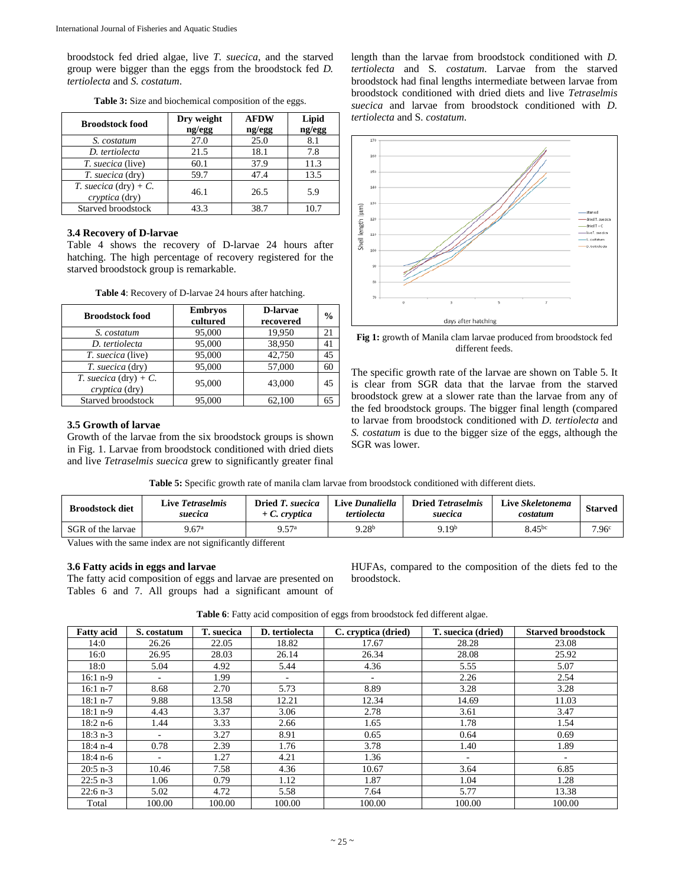broodstock fed dried algae, live *T. suecica*, and the starved group were bigger than the eggs from the broodstock fed *D. tertiolecta* and *S. costatum*.

**Table 3:** Size and biochemical composition of the eggs.

| Broodstock food | Dry weight ng/egg | AFDW ng/egg | Lipid ng/egg |
|---|---|---|---|
| *S. costatum* | 27.0 | 25.0 | 8.1 |
| *D. tertiolecta* | 21.5 | 18.1 | 7.8 |
| *T. suecica* (live) | 60.1 | 37.9 | 11.3 |
| *T. suecica* (dry) | 59.7 | 47.4 | 13.5 |
| *T. suecica* (dry) + *C. cryptica* (dry) | 46.1 | 26.5 | 5.9 |
| Starved broodstock | 43.3 | 38.7 | 10.7 |

### 3.4 Recovery of D-larvae

Table 4 shows the recovery of D-larvae 24 hours after hatching. The high percentage of recovery registered for the starved broodstock group is remarkable.

**Table 4**: Recovery of D-larvae 24 hours after hatching.

| Broodstock food | Embryos cultured | D-larvae recovered | % |
|---|---|---|---|
| *S. costatum* | 95,000 | 19,950 | 21 |
| *D. tertiolecta* | 95,000 | 38,950 | 41 |
| *T. suecica* (live) | 95,000 | 42,750 | 45 |
| *T. suecica* (dry) | 95,000 | 57,000 | 60 |
| *T. suecica* (dry) + *C. cryptica* (dry) | 95,000 | 43,000 | 45 |
| Starved broodstock | 95,000 | 62,100 | 65 |

### 3.5 Growth of larvae

Growth of the larvae from the six broodstock groups is shown in Fig. 1. Larvae from broodstock conditioned with dried diets and live *Tetraselmis suecica* grew to significantly greater final length than the larvae from broodstock conditioned with *D. tertiolecta* and *S. costatum*. Larvae from the starved broodstock had final lengths intermediate between larvae from broodstock conditioned with dried diets and live *Tetraselmis suecica* and larvae from broodstock conditioned with *D. tertiolecta* and *S. costatum*.

Shell length (µm)
170
160
150
140
130
120
110
100
90
80
70
0
3
5
7
days after hatching
starved
dried T. suecica
dried T + C
live T. suecica
S. costatum
D. tertiolecta

**Fig 1:** growth of Manila clam larvae produced from broodstock fed different feeds.

The specific growth rate of the larvae are shown on Table 5. It is clear from SGR data that the larvae from the starved broodstock grew at a slower rate than the larvae from any of the fed broodstock groups. The bigger final length (compared to larvae from broodstock conditioned with *D. tertiolecta* and *S. costatum* is due to the bigger size of the eggs, although the SGR was lower.

**Table 5:** Specific growth rate of manila clam larvae from broodstock conditioned with different diets.

| Broodstock diet | Live *Tetraselmis suecica* | Dried *T. suecica + C. cryptica* | Live *Dunaliella tertiolecta* | Dried *Tetraselmis suecica* | Live *Skeletonema costatum* | Starved |
|---|---|---|---|---|---|---|
| SGR of the larvae | 9.67[a] | 9.57[a] | 9.28[b] | 9.19[b] | 8.45[bc] | 7.96[c] |

Values with the same index are not significantly different

### 3.6 Fatty acids in eggs and larvae

The fatty acid composition of eggs and larvae are presented on Tables 6 and 7. All groups had a significant amount of HUFAs, compared to the composition of the diets fed to the broodstock.

**Table 6**: Fatty acid composition of eggs from broodstock fed different algae.

| Fatty acid | S. costatum | T. suecica | D. tertiolecta | C. cryptica (dried) | T. suecica (dried) | Starved broodstock |
|---|---|---|---|---|---|---|
| 14:0 | 26.26 | 22.05 | 18.82 | 17.67 | 28.28 | 23.08 |
| 16:0 | 26.95 | 28.03 | 26.14 | 26.34 | 28.08 | 25.92 |
| 18:0 | 5.04 | 4.92 | 5.44 | 4.36 | 5.55 | 5.07 |
| 16:1 n-9 | - | 1.99 | - | - | 2.26 | 2.54 |
| 16:1 n-7 | 8.68 | 2.70 | 5.73 | 8.89 | 3.28 | 3.28 |
| 18:1 n-7 | 9.88 | 13.58 | 12.21 | 12.34 | 14.69 | 11.03 |
| 18:1 n-9 | 4.43 | 3.37 | 3.06 | 2.78 | 3.61 | 3.47 |
| 18:2 n-6 | 1.44 | 3.33 | 2.66 | 1.65 | 1.78 | 1.54 |
| 18:3 n-3 | - | 3.27 | 8.91 | 0.65 | 0.64 | 0.69 |
| 18:4 n-4 | 0.78 | 2.39 | 1.76 | 3.78 | 1.40 | 1.89 |
| 18:4 n-6 | - | 1.27 | 4.21 | 1.36 | - | - |
| 20:5 n-3 | 10.46 | 7.58 | 4.36 | 10.67 | 3.64 | 6.85 |
| 22:5 n-3 | 1.06 | 0.79 | 1.12 | 1.87 | 1.04 | 1.28 |
| 22:6 n-3 | 5.02 | 4.72 | 5.58 | 7.64 | 5.77 | 13.38 |
| Total | 100.00 | 100.00 | 100.00 | 100.00 | 100.00 | 100.00 |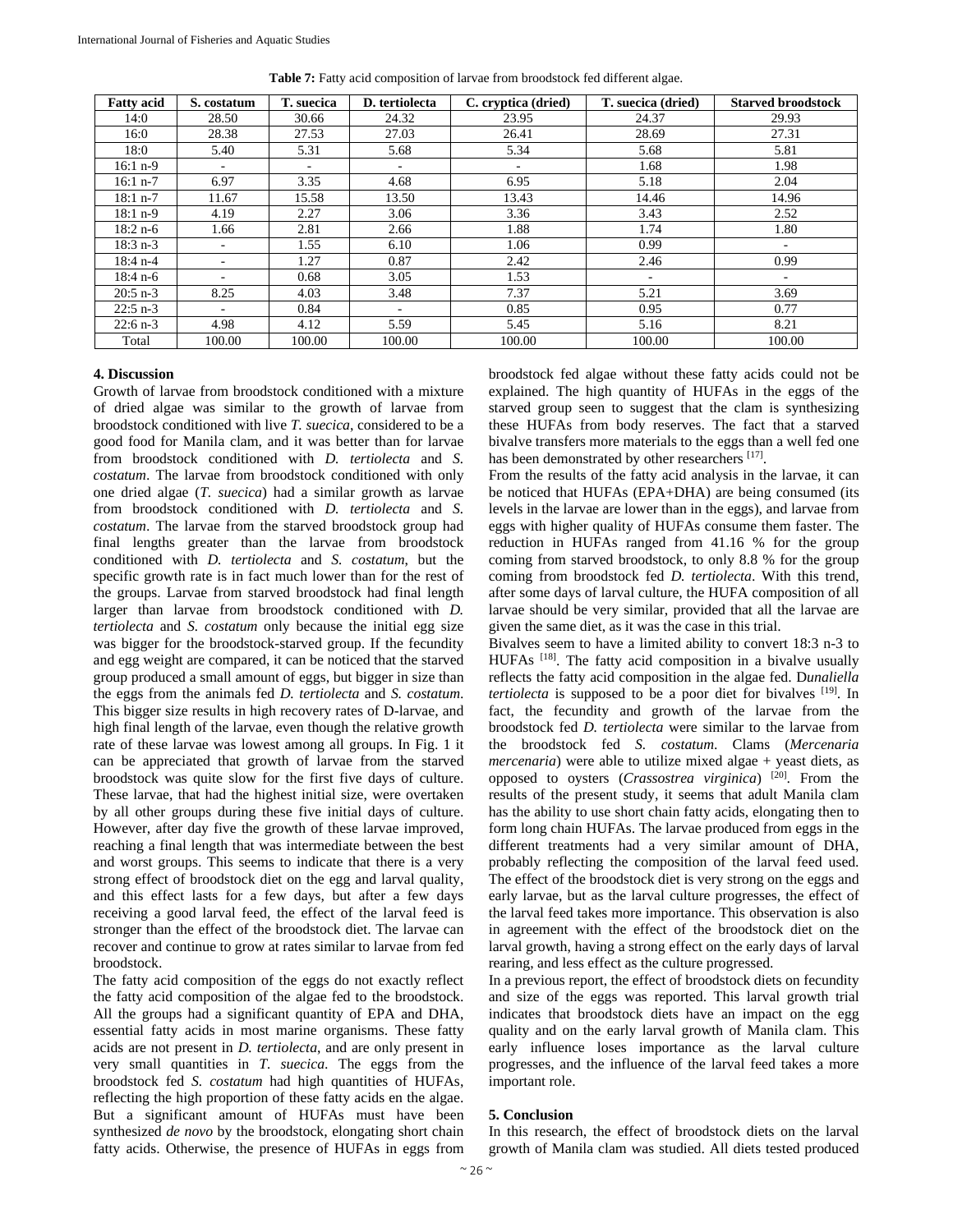**Table 7:** Fatty acid composition of larvae from broodstock fed different algae.

| Fatty acid | S. costatum | T. suecica | D. tertiolecta | C. cryptica (dried) | T. suecica (dried) | Starved broodstock |
|---|---|---|---|---|---|---|
| 14:0 | 28.50 | 30.66 | 24.32 | 23.95 | 24.37 | 29.93 |
| 16:0 | 28.38 | 27.53 | 27.03 | 26.41 | 28.69 | 27.31 |
| 18:0 | 5.40 | 5.31 | 5.68 | 5.34 | 5.68 | 5.81 |
| 16:1 n-9 | - | - | - | - | 1.68 | 1.98 |
| 16:1 n-7 | 6.97 | 3.35 | 4.68 | 6.95 | 5.18 | 2.04 |
| 18:1 n-7 | 11.67 | 15.58 | 13.50 | 13.43 | 14.46 | 14.96 |
| 18:1 n-9 | 4.19 | 2.27 | 3.06 | 3.36 | 3.43 | 2.52 |
| 18:2 n-6 | 1.66 | 2.81 | 2.66 | 1.88 | 1.74 | 1.80 |
| 18:3 n-3 | - | 1.55 | 6.10 | 1.06 | 0.99 | - |
| 18:4 n-4 | - | 1.27 | 0.87 | 2.42 | 2.46 | 0.99 |
| 18:4 n-6 | - | 0.68 | 3.05 | 1.53 | - | - |
| 20:5 n-3 | 8.25 | 4.03 | 3.48 | 7.37 | 5.21 | 3.69 |
| 22:5 n-3 | - | 0.84 | - | 0.85 | 0.95 | 0.77 |
| 22:6 n-3 | 4.98 | 4.12 | 5.59 | 5.45 | 5.16 | 8.21 |
| Total | 100.00 | 100.00 | 100.00 | 100.00 | 100.00 | 100.00 |

## 4. Discussion

Growth of larvae from broodstock conditioned with a mixture of dried algae was similar to the growth of larvae from broodstock conditioned with live *T. suecica*, considered to be a good food for Manila clam, and it was better than for larvae from broodstock conditioned with *D. tertiolecta* and *S. costatum*. The larvae from broodstock conditioned with only one dried algae (*T. suecica*) had a similar growth as larvae from broodstock conditioned with *D. tertiolecta* and *S. costatum*. The larvae from the starved broodstock group had final lengths greater than the larvae from broodstock conditioned with *D. tertiolecta* and *S. costatum*, but the specific growth rate is in fact much lower than for the rest of the groups. Larvae from starved broodstock had final length larger than larvae from broodstock conditioned with *D. tertiolecta* and *S. costatum* only because the initial egg size was bigger for the broodstock-starved group. If the fecundity and egg weight are compared, it can be noticed that the starved group produced a small amount of eggs, but bigger in size than the eggs from the animals fed *D. tertiolecta* and *S. costatum*. This bigger size results in high recovery rates of D-larvae, and high final length of the larvae, even though the relative growth rate of these larvae was lowest among all groups. In Fig. 1 it can be appreciated that growth of larvae from the starved broodstock was quite slow for the first five days of culture. These larvae, that had the highest initial size, were overtaken by all other groups during these five initial days of culture. However, after day five the growth of these larvae improved, reaching a final length that was intermediate between the best and worst groups. This seems to indicate that there is a very strong effect of broodstock diet on the egg and larval quality, and this effect lasts for a few days, but after a few days receiving a good larval feed, the effect of the larval feed is stronger than the effect of the broodstock diet. The larvae can recover and continue to grow at rates similar to larvae from fed broodstock.

The fatty acid composition of the eggs do not exactly reflect the fatty acid composition of the algae fed to the broodstock. All the groups had a significant quantity of EPA and DHA, essential fatty acids in most marine organisms. These fatty acids are not present in *D. tertiolecta*, and are only present in very small quantities in *T. suecica*. The eggs from the broodstock fed *S. costatum* had high quantities of HUFAs, reflecting the high proportion of these fatty acids en the algae. But a significant amount of HUFAs must have been synthesized *de novo* by the broodstock, elongating short chain fatty acids. Otherwise, the presence of HUFAs in eggs from broodstock fed algae without these fatty acids could not be explained. The high quantity of HUFAs in the eggs of the starved group seen to suggest that the clam is synthesizing these HUFAs from body reserves. The fact that a starved bivalve transfers more materials to the eggs than a well fed one has been demonstrated by other researchers [17].

From the results of the fatty acid analysis in the larvae, it can be noticed that HUFAs (EPA+DHA) are being consumed (its levels in the larvae are lower than in the eggs), and larvae from eggs with higher quality of HUFAs consume them faster. The reduction in HUFAs ranged from 41.16 % for the group coming from starved broodstock, to only 8.8 % for the group coming from broodstock fed *D. tertiolecta*. With this trend, after some days of larval culture, the HUFA composition of all larvae should be very similar, provided that all the larvae are given the same diet, as it was the case in this trial.

Bivalves seem to have a limited ability to convert 18:3 n-3 to HUFAs [18]. The fatty acid composition in a bivalve usually reflects the fatty acid composition in the algae fed. D*unaliella tertiolecta* is supposed to be a poor diet for bivalves [19]. In fact, the fecundity and growth of the larvae from the broodstock fed *D. tertiolecta* were similar to the larvae from the broodstock fed *S. costatum*. Clams (*Mercenaria mercenaria*) were able to utilize mixed algae + yeast diets, as opposed to oysters (*Crassostrea virginica*) [20]. From the results of the present study, it seems that adult Manila clam has the ability to use short chain fatty acids, elongating then to form long chain HUFAs. The larvae produced from eggs in the different treatments had a very similar amount of DHA, probably reflecting the composition of the larval feed used. The effect of the broodstock diet is very strong on the eggs and early larvae, but as the larval culture progresses, the effect of the larval feed takes more importance. This observation is also in agreement with the effect of the broodstock diet on the larval growth, having a strong effect on the early days of larval rearing, and less effect as the culture progressed.

In a previous report, the effect of broodstock diets on fecundity and size of the eggs was reported. This larval growth trial indicates that broodstock diets have an impact on the egg quality and on the early larval growth of Manila clam. This early influence loses importance as the larval culture progresses, and the influence of the larval feed takes a more important role.

## 5. Conclusion

In this research, the effect of broodstock diets on the larval growth of Manila clam was studied. All diets tested produced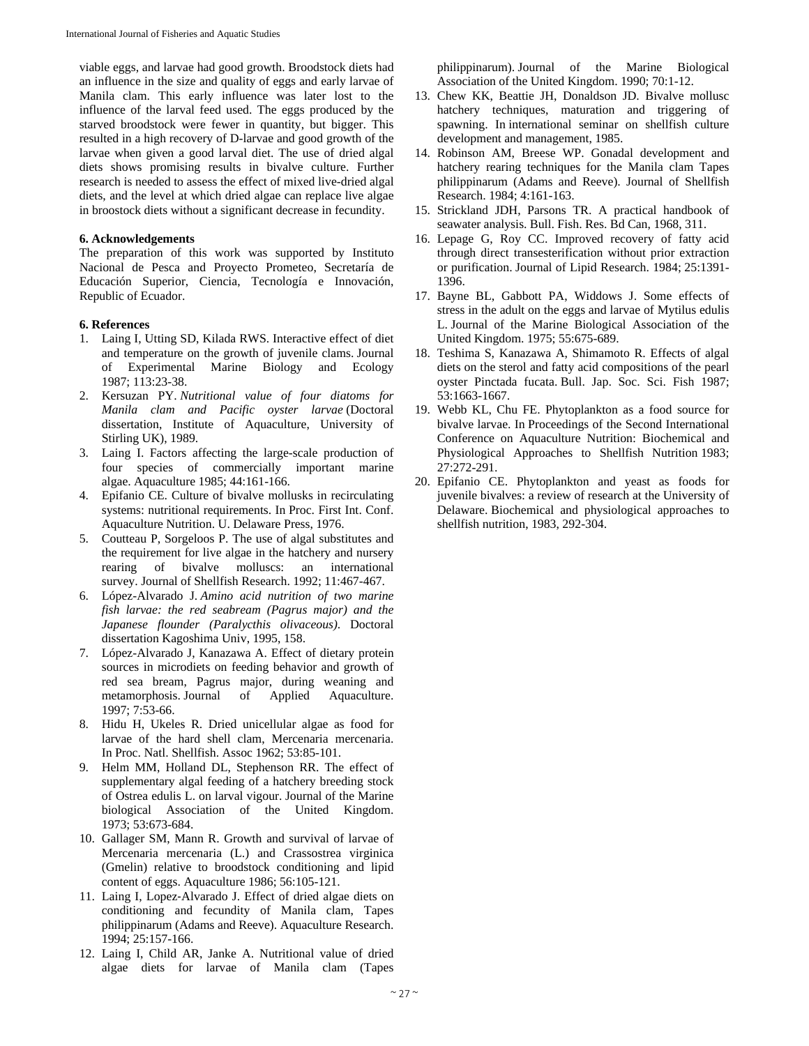viable eggs, and larvae had good growth. Broodstock diets had an influence in the size and quality of eggs and early larvae of Manila clam. This early influence was later lost to the influence of the larval feed used. The eggs produced by the starved broodstock were fewer in quantity, but bigger. This resulted in a high recovery of D-larvae and good growth of the larvae when given a good larval diet. The use of dried algal diets shows promising results in bivalve culture. Further research is needed to assess the effect of mixed live-dried algal diets, and the level at which dried algae can replace live algae in broostock diets without a significant decrease in fecundity.

**6. Acknowledgements**

The preparation of this work was supported by Instituto Nacional de Pesca and Proyecto Prometeo, Secretaría de Educación Superior, Ciencia, Tecnología e Innovación, Republic of Ecuador.

**6. References**

1. Laing I, Utting SD, Kilada RWS. Interactive effect of diet and temperature on the growth of juvenile clams. Journal of Experimental Marine Biology and Ecology 1987; 113:23-38.
2. Kersuzan PY. *Nutritional value of four diatoms for Manila clam and Pacific oyster larvae* (Doctoral dissertation, Institute of Aquaculture, University of Stirling UK), 1989.
3. Laing I. Factors affecting the large-scale production of four species of commercially important marine algae. Aquaculture 1985; 44:161-166.
4. Epifanio CE. Culture of bivalve mollusks in recirculating systems: nutritional requirements. In Proc. First Int. Conf. Aquaculture Nutrition. U. Delaware Press, 1976.
5. Coutteau P, Sorgeloos P. The use of algal substitutes and the requirement for live algae in the hatchery and nursery rearing of bivalve molluscs: an international survey. Journal of Shellfish Research. 1992; 11:467-467.
6. López-Alvarado J. *Amino acid nutrition of two marine fish larvae: the red seabream (Pagrus major) and the Japanese flounder (Paralycthis olivaceous)*. Doctoral dissertation Kagoshima Univ, 1995, 158.
7. López-Alvarado J, Kanazawa A. Effect of dietary protein sources in microdiets on feeding behavior and growth of red sea bream, Pagrus major, during weaning and metamorphosis. Journal of Applied Aquaculture. 1997; 7:53-66.
8. Hidu H, Ukeles R. Dried unicellular algae as food for larvae of the hard shell clam, Mercenaria mercenaria. In Proc. Natl. Shellfish. Assoc 1962; 53:85-101.
9. Helm MM, Holland DL, Stephenson RR. The effect of supplementary algal feeding of a hatchery breeding stock of Ostrea edulis L. on larval vigour. Journal of the Marine biological Association of the United Kingdom. 1973; 53:673-684.
10. Gallager SM, Mann R. Growth and survival of larvae of Mercenaria mercenaria (L.) and Crassostrea virginica (Gmelin) relative to broodstock conditioning and lipid content of eggs. Aquaculture 1986; 56:105-121.
11. Laing I, Lopez-Alvarado J. Effect of dried algae diets on conditioning and fecundity of Manila clam, Tapes philippinarum (Adams and Reeve). Aquaculture Research. 1994; 25:157-166.
12. Laing I, Child AR, Janke A. Nutritional value of dried algae diets for larvae of Manila clam (Tapes philippinarum). Journal of the Marine Biological Association of the United Kingdom. 1990; 70:1-12.
13. Chew KK, Beattie JH, Donaldson JD. Bivalve mollusc hatchery techniques, maturation and triggering of spawning. In international seminar on shellfish culture development and management, 1985.
14. Robinson AM, Breese WP. Gonadal development and hatchery rearing techniques for the Manila clam Tapes philippinarum (Adams and Reeve). Journal of Shellfish Research. 1984; 4:161-163.
15. Strickland JDH, Parsons TR. A practical handbook of seawater analysis. Bull. Fish. Res. Bd Can, 1968, 311.
16. Lepage G, Roy CC. Improved recovery of fatty acid through direct transesterification without prior extraction or purification. Journal of Lipid Research. 1984; 25:1391-1396.
17. Bayne BL, Gabbott PA, Widdows J. Some effects of stress in the adult on the eggs and larvae of Mytilus edulis L. Journal of the Marine Biological Association of the United Kingdom. 1975; 55:675-689.
18. Teshima S, Kanazawa A, Shimamoto R. Effects of algal diets on the sterol and fatty acid compositions of the pearl oyster Pinctada fucata. Bull. Jap. Soc. Sci. Fish 1987; 53:1663-1667.
19. Webb KL, Chu FE. Phytoplankton as a food source for bivalve larvae. In Proceedings of the Second International Conference on Aquaculture Nutrition: Biochemical and Physiological Approaches to Shellfish Nutrition 1983; 27:272-291.
20. Epifanio CE. Phytoplankton and yeast as foods for juvenile bivalves: a review of research at the University of Delaware. Biochemical and physiological approaches to shellfish nutrition, 1983, 292-304.